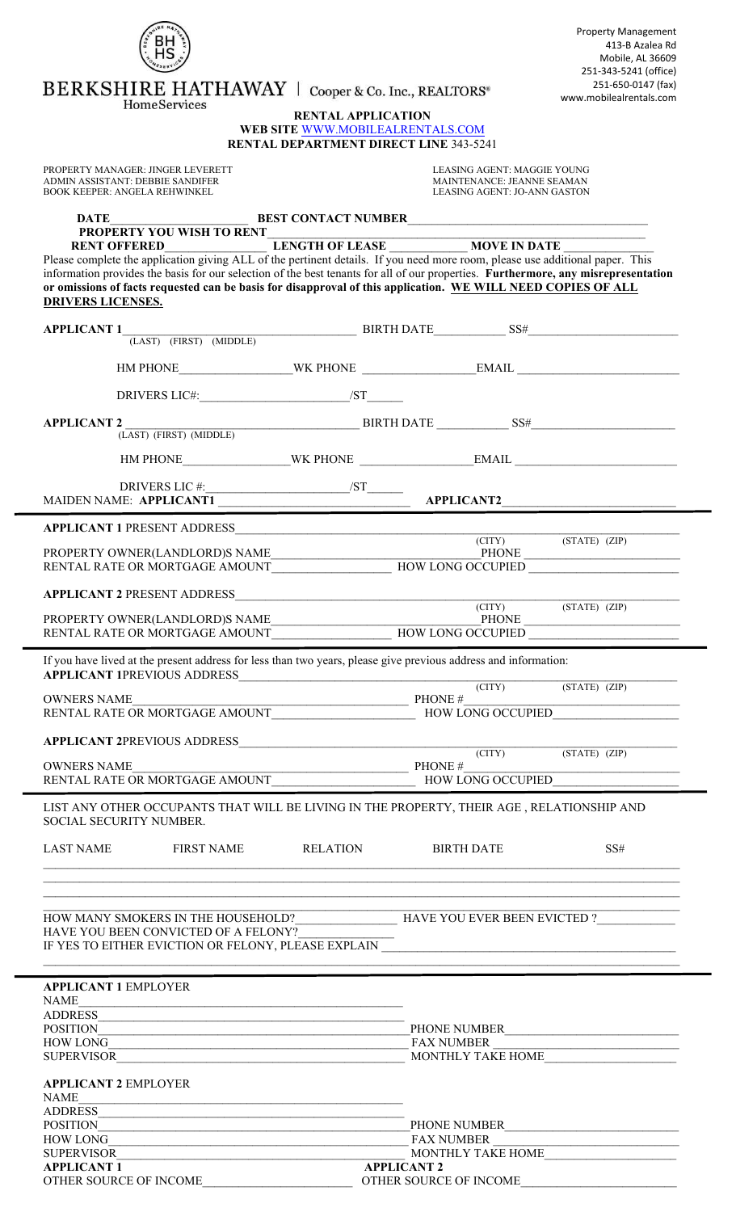BERKSHIRE HATHAWAY | Cooper & Co. Inc., REALTORS®
HomeServices

Property Management
413-B Azalea Rd
Mobile, AL 36609
251-343-5241 (office)
251-650-0147 (fax)
www.mobilealrentals.com

# RENTAL APPLICATION

**WEB SITE WWW.MOBILEALRENTALS.COM**
**RENTAL DEPARTMENT DIRECT LINE 343-5241**

PROPERTY MANAGER: JINGER LEVERETT
ADMIN ASSISTANT: DEBBIE SANDIFER
BOOK KEEPER: ANGELA REHWINKEL

LEASING AGENT: MAGGIE YOUNG
MAINTENANCE: JEANNE SEAMAN
LEASING AGENT: JO-ANN GASTON

**DATE**_____________________ **BEST CONTACT NUMBER**_____________________________________
**PROPERTY YOU WISH TO RENT**_____________________________________________________________
**RENT OFFERED**_______________ **LENGTH OF LEASE** ____________ **MOVE IN DATE** _____________

Please complete the application giving ALL of the pertinent details. If you need more room, please use additional paper. This information provides the basis for our selection of the best tenants for all of our properties. **Furthermore, any misrepresentation or omissions of facts requested can be basis for disapproval of this application. <u>WE WILL NEED COPIES OF ALL DRIVERS LICENSES.</u>**

**APPLICANT 1**_________________________________ BIRTH DATE___________ SS#______________________
(LAST) (FIRST) (MIDDLE)

HM PHONE_________________WK PHONE _________________EMAIL ________________________

DRIVERS LIC#:_______________________/ST_____

**APPLICANT 2** _________________________________ BIRTH DATE ___________ SS#______________________
(LAST) (FIRST) (MIDDLE)

HM PHONE_________________WK PHONE _________________EMAIL ________________________

DRIVERS LIC #:_______________________/ST_____

MAIDEN NAME: **APPLICANT1** ___________________________ **APPLICANT2**___________________________

---

**APPLICANT 1** PRESENT ADDRESS_______________________________________________________________
(CITY) (STATE) (ZIP)
PROPERTY OWNER(LANDLORD)S NAME______________________________PHONE _______________________
RENTAL RATE OR MORTGAGE AMOUNT__________________ HOW LONG OCCUPIED _______________________

**APPLICANT 2** PRESENT ADDRESS_______________________________________________________________
(CITY) (STATE) (ZIP)
PROPERTY OWNER(LANDLORD)S NAME______________________________PHONE _______________________
RENTAL RATE OR MORTGAGE AMOUNT__________________ HOW LONG OCCUPIED _______________________

---

If you have lived at the present address for less than two years, please give previous address and information:

**APPLICANT 1**PREVIOUS ADDRESS_______________________________________________________________
(CITY) (STATE) (ZIP)
OWNERS NAME________________________________________ PHONE #____________________________
RENTAL RATE OR MORTGAGE AMOUNT_____________________ HOW LONG OCCUPIED___________________

**APPLICANT 2**PREVIOUS ADDRESS_______________________________________________________________
(CITY) (STATE) (ZIP)
OWNERS NAME________________________________________ PHONE #____________________________
RENTAL RATE OR MORTGAGE AMOUNT_____________________ HOW LONG OCCUPIED___________________

---

LIST ANY OTHER OCCUPANTS THAT WILL BE LIVING IN THE PROPERTY, THEIR AGE , RELATIONSHIP AND SOCIAL SECURITY NUMBER.

| LAST NAME | FIRST NAME | RELATION | BIRTH DATE | SS# |
|---|---|---|---|---|
| | | | | |
| | | | | |
| | | | | |
| | | | | |

HOW MANY SMOKERS IN THE HOUSEHOLD?_______________ HAVE YOU EVER BEEN EVICTED ?____________
HAVE YOU BEEN CONVICTED OF A FELONY?______________
IF YES TO EITHER EVICTION OR FELONY, PLEASE EXPLAIN ______________________________________________
_____________________________________________________________________________________________

---

**APPLICANT 1** EMPLOYER
NAME_____________________________________________
ADDRESS__________________________________________
POSITION_________________________________________ PHONE NUMBER__________________________
HOW LONG_________________________________________ FAX NUMBER ___________________________
SUPERVISOR_______________________________________ MONTHLY TAKE HOME____________________

**APPLICANT 2** EMPLOYER
NAME_____________________________________________
ADDRESS__________________________________________
POSITION_________________________________________ PHONE NUMBER__________________________
HOW LONG_________________________________________ FAX NUMBER ___________________________
SUPERVISOR_______________________________________ MONTHLY TAKE HOME____________________

**APPLICANT 1**
OTHER SOURCE OF INCOME________________________

**APPLICANT 2**
OTHER SOURCE OF INCOME________________________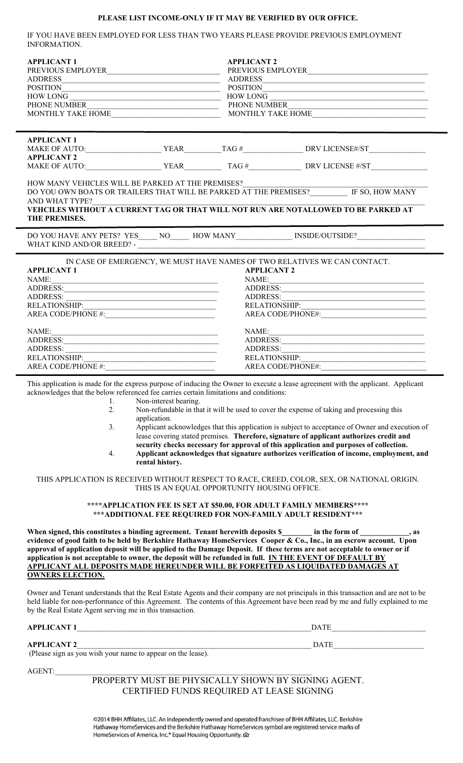**PLEASE LIST INCOME-ONLY IF IT MAY BE VERIFIED BY OUR OFFICE.**

IF YOU HAVE BEEN EMPLOYED FOR LESS THAN TWO YEARS PLEASE PROVIDE PREVIOUS EMPLOYMENT INFORMATION.

| **APPLICANT 1** | **APPLICANT 2** |
|---|---|
| PREVIOUS EMPLOYER_______________ | PREVIOUS EMPLOYER_______________ |
| ADDRESS_______________ | ADDRESS_______________ |
| POSITION_______________ | POSITION_______________ |
| HOW LONG _______________ | HOW LONG _______________ |
| PHONE NUMBER_______________ | PHONE NUMBER_______________ |
| MONTHLY TAKE HOME_______________ | MONTHLY TAKE HOME_______________ |

**APPLICANT 1**
MAKE OF AUTO:__________ YEAR_______ TAG #__________ DRV LICENSE#/ST__________
**APPLICANT 2**
MAKE OF AUTO:__________ YEAR_______ TAG #__________ DRV LICENSE #/ST__________

HOW MANY VEHICLES WILL BE PARKED AT THE PREMISES?_______________
DO YOU OWN BOATS OR TRAILERS THAT WILL BE PARKED AT THE PREMISES?_______ IF SO, HOW MANY AND WHAT TYPE?_______________
**VEHCILES WITHOUT A CURRENT TAG OR THAT WILL NOT RUN ARE NOTALLOWED TO BE PARKED AT THE PREMISES.**

DO YOU HAVE ANY PETS? YES_____ NO_____ HOW MANY__________ INSIDE/OUTSIDE?__________
WHAT KIND AND/OR BREED? - _______________

IN CASE OF EMERGENCY, WE MUST HAVE NAMES OF TWO RELATIVES WE CAN CONTACT.

| **APPLICANT 1** | **APPLICANT 2** |
|---|---|
| NAME:_______________ | NAME:_______________ |
| ADDRESS:_______________ | ADDRESS:_______________ |
| ADDRESS:_______________ | ADDRESS:_______________ |
| RELATIONSHIP:_______________ | RELATIONSHIP:_______________ |
| AREA CODE/PHONE #:_______________ | AREA CODE/PHONE#:_______________ |
| NAME:_______________ | NAME:_______________ |
| ADDRESS:_______________ | ADDRESS:_______________ |
| ADDRESS:_______________ | ADDRESS:_______________ |
| RELATIONSHIP:_______________ | RELATIONSHIP:_______________ |
| AREA CODE/PHONE #:_______________ | AREA CODE/PHONE#:_______________ |

This application is made for the express purpose of inducing the Owner to execute a lease agreement with the applicant. Applicant acknowledges that the below referenced fee carries certain limitations and conditions:

1. Non-interest bearing.
2. Non-refundable in that it will be used to cover the expense of taking and processing this application.
3. Applicant acknowledges that this application is subject to acceptance of Owner and execution of lease covering stated premises. **Therefore, signature of applicant authorizes credit and security checks necessary for approval of this application and purposes of collection.**
4. **Applicant acknowledges that signature authorizes verification of income, employment, and rental history.**

THIS APPLICATION IS RECEIVED WITHOUT RESPECT TO RACE, CREED, COLOR, SEX, OR NATIONAL ORIGIN.
THIS IS AN EQUAL OPPORTUNITY HOUSING OFFICE.

**\*\*\*\*APPLICATION FEE IS SET AT $50.00, FOR ADULT FAMILY MEMBERS\*\*\*\***
**\*\*\*ADDITIONAL FEE REQUIRED FOR NON-FAMILY ADULT RESIDENT\*\*\***

**When signed, this constitutes a binding agreement. Tenant herewith deposits $________ in the form of ____________, as evidence of good faith to be held by Berkshire Hathaway HomeServices Cooper & Co., Inc., in an escrow account. Upon approval of application deposit will be applied to the Damage Deposit. If these terms are not acceptable to owner or if application is not acceptable to owner, the deposit will be refunded in full. <u>IN THE EVENT OF DEFAULT BY APPLICANT ALL DEPOSITS MADE HEREUNDER WILL BE FORFEITED AS LIQUIDATED DAMAGES AT OWNERS ELECTION.</u>**

Owner and Tenant understands that the Real Estate Agents and their company are not principals in this transaction and are not to be held liable for non-performance of this Agreement. The contents of this Agreement have been read by me and fully explained to me by the Real Estate Agent serving me in this transaction.

**APPLICANT 1**_______________________________ DATE_______________

**APPLICANT 2**_______________________________ DATE_______________
(Please sign as you wish your name to appear on the lease).

AGENT:_______________________________

PROPERTY MUST BE PHYSICALLY SHOWN BY SIGNING AGENT.
CERTIFIED FUNDS REQUIRED AT LEASE SIGNING

©2014 BHH Affiliates, LLC. An independently owned and operated franchisee of BHH Affiliates, LLC. Berkshire Hathaway HomeServices and the Berkshire Hathaway HomeServices symbol are registered service marks of HomeServices of America, Inc.® Equal Housing Opportunity.